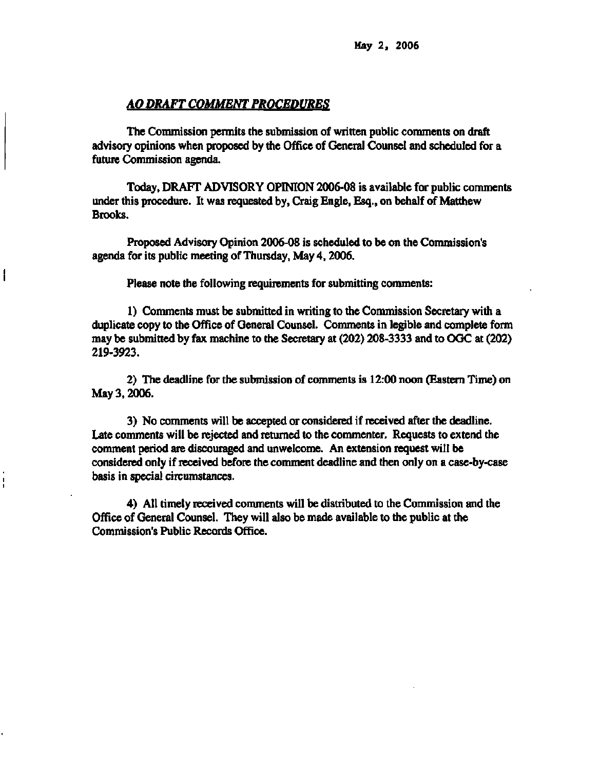May 2, 2006

## *AO DRAFT COMMENT PROCEDURES*

The Commission permits the submission of written public comments on draft advisory opinions when proposed by the Office of General Counsel and scheduled for a future Commission agenda.

Today, DRAFT ADVISORY OPINION 2006-08 is available for public comments under this procedure. It was requested by, Craig Engle, Esq., on behalf of Matthew Brooks.

Proposed Advisory Opinion 2006-08 is scheduled to be on the Commission's agenda for its public meeting of Thursday, May 4, 2006.

Please note the following requirements for submitting comments:

1) Comments must be submitted in writing to the Commission Secretary with a duplicate copy to the Office of General Counsel. Comments in legible and complete form may be submitted by fax machine to the Secretary at (202) 208-3333 and to OGC at (202) 219-3923.

2) The deadline for the submission of comments is 12:00 noon (Eastern Time) on May 3, 2006.

3) No comments will be accepted or considered if received after the deadline. Late comments will be rejected and returned to the commenter. Requests to extend the comment period are discouraged and unwelcome. An extension request will be considered only if received before the comment deadline and then only on a case-by-case basis in special circumstances.

4) All timely received comments will be distributed to the Commission and the Office of General Counsel. They will also be made available to the public at the Commission's Public Records Office.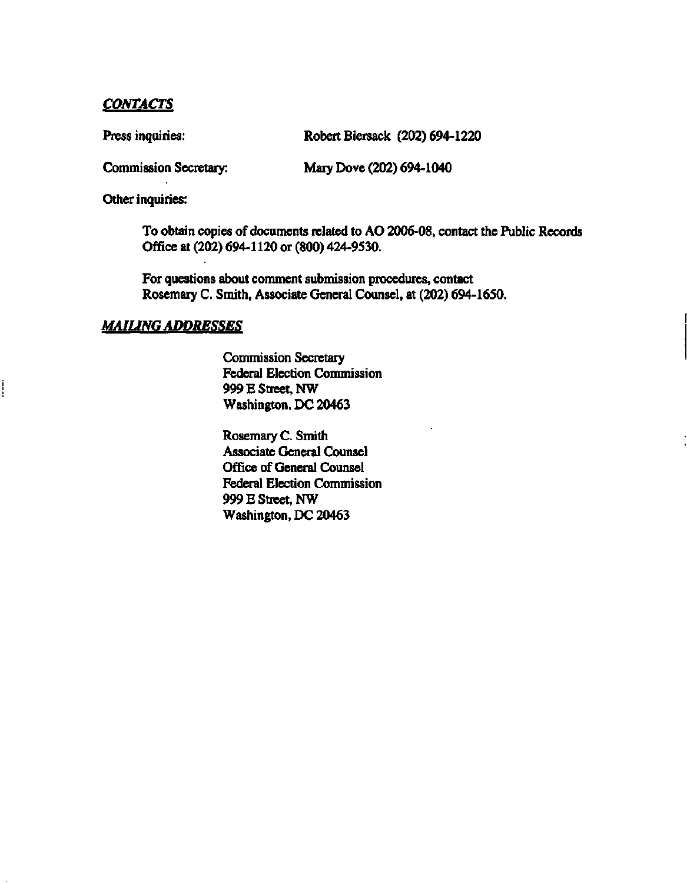***CONTACTS***

Press inquiries: Robert Biersack (202) 694-1220

Commission Secretary: Mary Dove (202) 694-1040

Other inquiries:

To obtain copies of documents related to AO 2006-08, contact the Public Records Office at (202) 694-1120 or (800) 424-9530.

For questions about comment submission procedures, contact Rosemary C. Smith, Associate General Counsel, at (202) 694-1650.

***MAILING ADDRESSES***

Commission Secretary
Federal Election Commission
999 E Street, NW
Washington, DC 20463

Rosemary C. Smith
Associate General Counsel
Office of General Counsel
Federal Election Commission
999 E Street, NW
Washington, DC 20463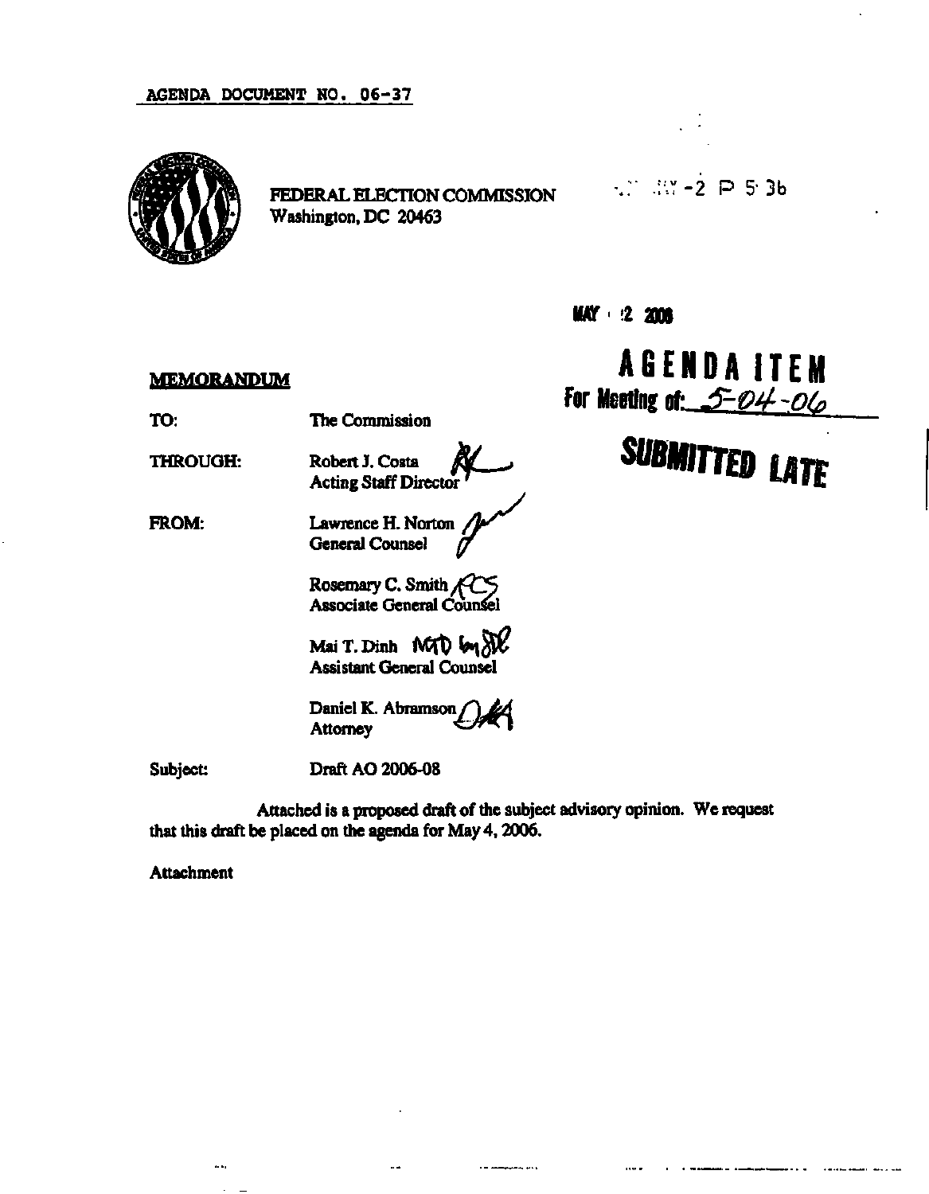AGENDA DOCUMENT NO. 06-37

FEDERAL ELECTION COMMISSION
Washington, DC 20463

MAY -2 P 5:36

MAY 2 2006

**AGENDA ITEM**
**For Meeting of: 5-04-06**

**SUBMITTED LATE**

**MEMORANDUM**

TO: The Commission

THROUGH: Robert J. Costa
Acting Staff Director

FROM: Lawrence H. Norton
General Counsel

Rosemary C. Smith
Associate General Counsel

Mai T. Dinh
Assistant General Counsel

Daniel K. Abramson
Attorney

Subject: Draft AO 2006-08

Attached is a proposed draft of the subject advisory opinion. We request that this draft be placed on the agenda for May 4, 2006.

Attachment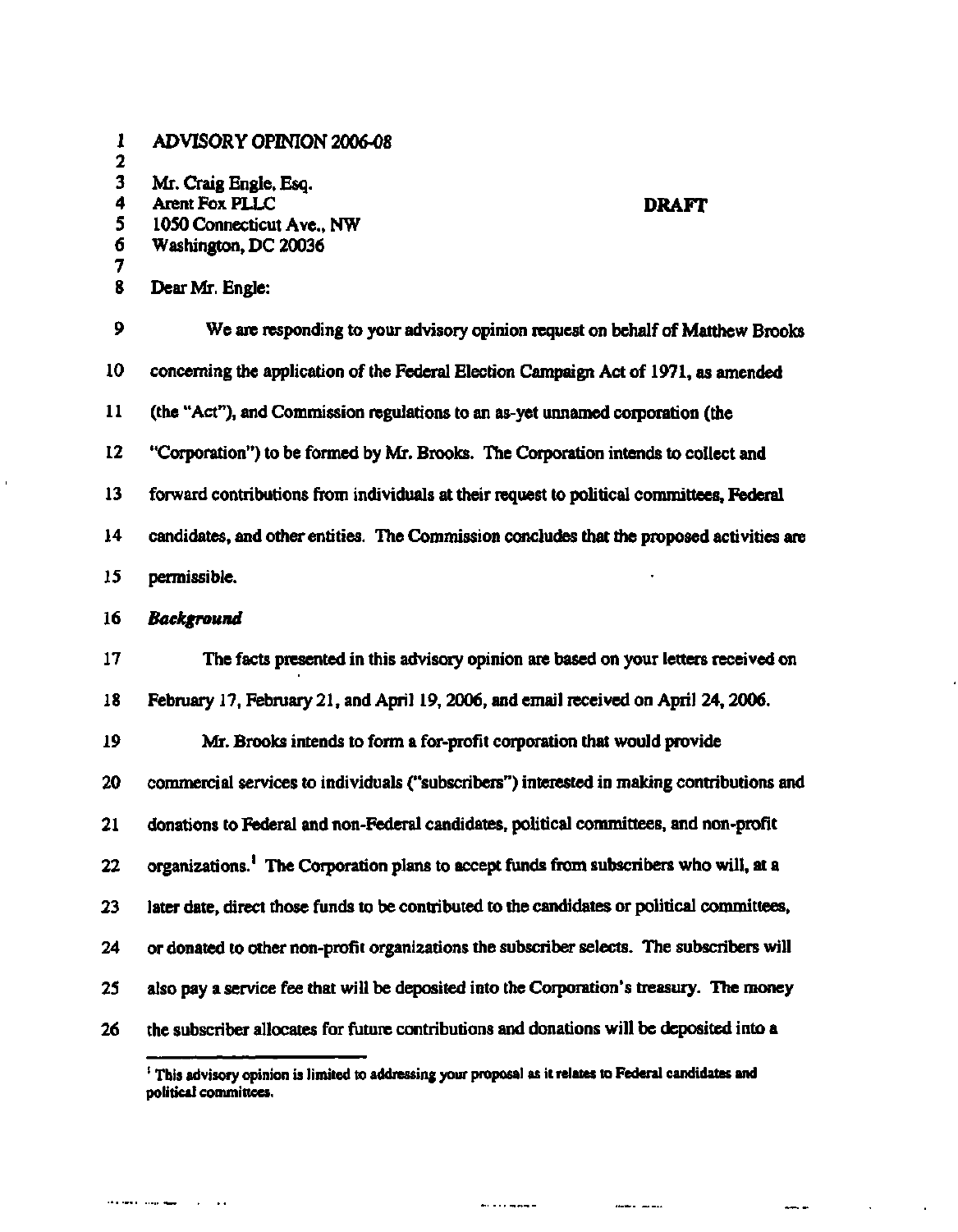ADVISORY OPINION 2006-08

Mr. Craig Engle, Esq.
Arent Fox PLLC
1050 Connecticut Ave., NW
Washington, DC 20036

**DRAFT**

Dear Mr. Engle:

We are responding to your advisory opinion request on behalf of Matthew Brooks concerning the application of the Federal Election Campaign Act of 1971, as amended (the "Act"), and Commission regulations to an as-yet unnamed corporation (the "Corporation") to be formed by Mr. Brooks. The Corporation intends to collect and forward contributions from individuals at their request to political committees, Federal candidates, and other entities. The Commission concludes that the proposed activities are permissible.

***Background***

The facts presented in this advisory opinion are based on your letters received on February 17, February 21, and April 19, 2006, and email received on April 24, 2006.

Mr. Brooks intends to form a for-profit corporation that would provide commercial services to individuals ("subscribers") interested in making contributions and donations to Federal and non-Federal candidates, political committees, and non-profit organizations.[1] The Corporation plans to accept funds from subscribers who will, at a later date, direct those funds to be contributed to the candidates or political committees, or donated to other non-profit organizations the subscriber selects. The subscribers will also pay a service fee that will be deposited into the Corporation's treasury. The money the subscriber allocates for future contributions and donations will be deposited into a

[1] This advisory opinion is limited to addressing your proposal as it relates to Federal candidates and political committees.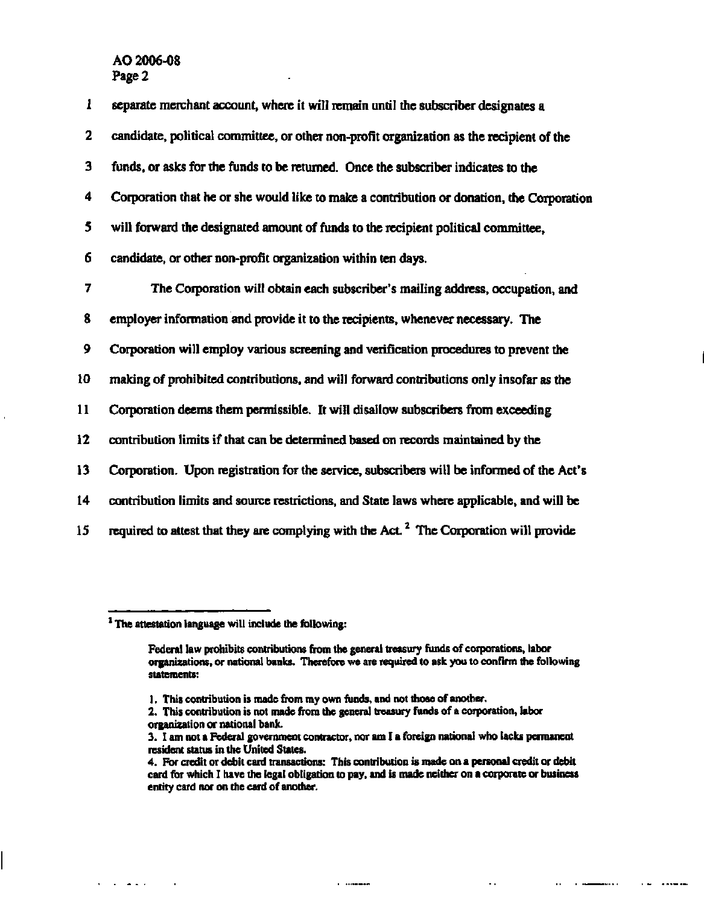separate merchant account, where it will remain until the subscriber designates a candidate, political committee, or other non-profit organization as the recipient of the funds, or asks for the funds to be returned. Once the subscriber indicates to the Corporation that he or she would like to make a contribution or donation, the Corporation will forward the designated amount of funds to the recipient political committee, candidate, or other non-profit organization within ten days.

The Corporation will obtain each subscriber's mailing address, occupation, and employer information and provide it to the recipients, whenever necessary. The Corporation will employ various screening and verification procedures to prevent the making of prohibited contributions, and will forward contributions only insofar as the Corporation deems them permissible. It will disallow subscribers from exceeding contribution limits if that can be determined based on records maintained by the Corporation. Upon registration for the service, subscribers will be informed of the Act's contribution limits and source restrictions, and State laws where applicable, and will be required to attest that they are complying with the Act.[2] The Corporation will provide

---

[2] The attestation language will include the following:

> Federal law prohibits contributions from the general treasury funds of corporations, labor organizations, or national banks. Therefore we are required to ask you to confirm the following statements:
>
> 1. This contribution is made from my own funds, and not those of another.
> 2. This contribution is not made from the general treasury funds of a corporation, labor organization or national bank.
> 3. I am not a Federal government contractor, nor am I a foreign national who lacks permanent resident status in the United States.
> 4. For credit or debit card transactions: This contribution is made on a personal credit or debit card for which I have the legal obligation to pay, and is made neither on a corporate or business entity card nor on the card of another.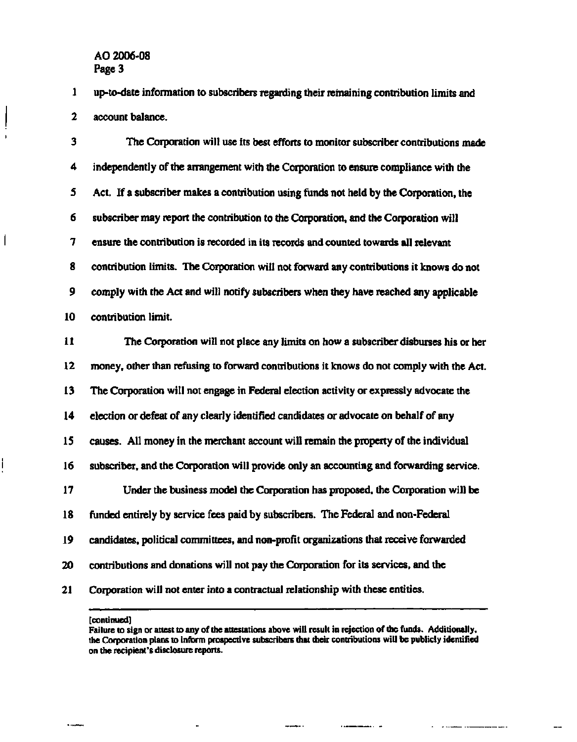up-to-date information to subscribers regarding their remaining contribution limits and account balance.

The Corporation will use its best efforts to monitor subscriber contributions made independently of the arrangement with the Corporation to ensure compliance with the Act. If a subscriber makes a contribution using funds not held by the Corporation, the subscriber may report the contribution to the Corporation, and the Corporation will ensure the contribution is recorded in its records and counted towards all relevant contribution limits. The Corporation will not forward any contributions it knows do not comply with the Act and will notify subscribers when they have reached any applicable contribution limit.

The Corporation will not place any limits on how a subscriber disburses his or her money, other than refusing to forward contributions it knows do not comply with the Act. The Corporation will not engage in Federal election activity or expressly advocate the election or defeat of any clearly identified candidates or advocate on behalf of any causes. All money in the merchant account will remain the property of the individual subscriber, and the Corporation will provide only an accounting and forwarding service.

Under the business model the Corporation has proposed, the Corporation will be funded entirely by service fees paid by subscribers. The Federal and non-Federal candidates, political committees, and non-profit organizations that receive forwarded contributions and donations will not pay the Corporation for its services, and the Corporation will not enter into a contractual relationship with these entities.

---

[continued]
Failure to sign or attest to any of the attestations above will result in rejection of the funds. Additionally, the Corporation plans to inform prospective subscribers that their contributions will be publicly identified on the recipient's disclosure reports.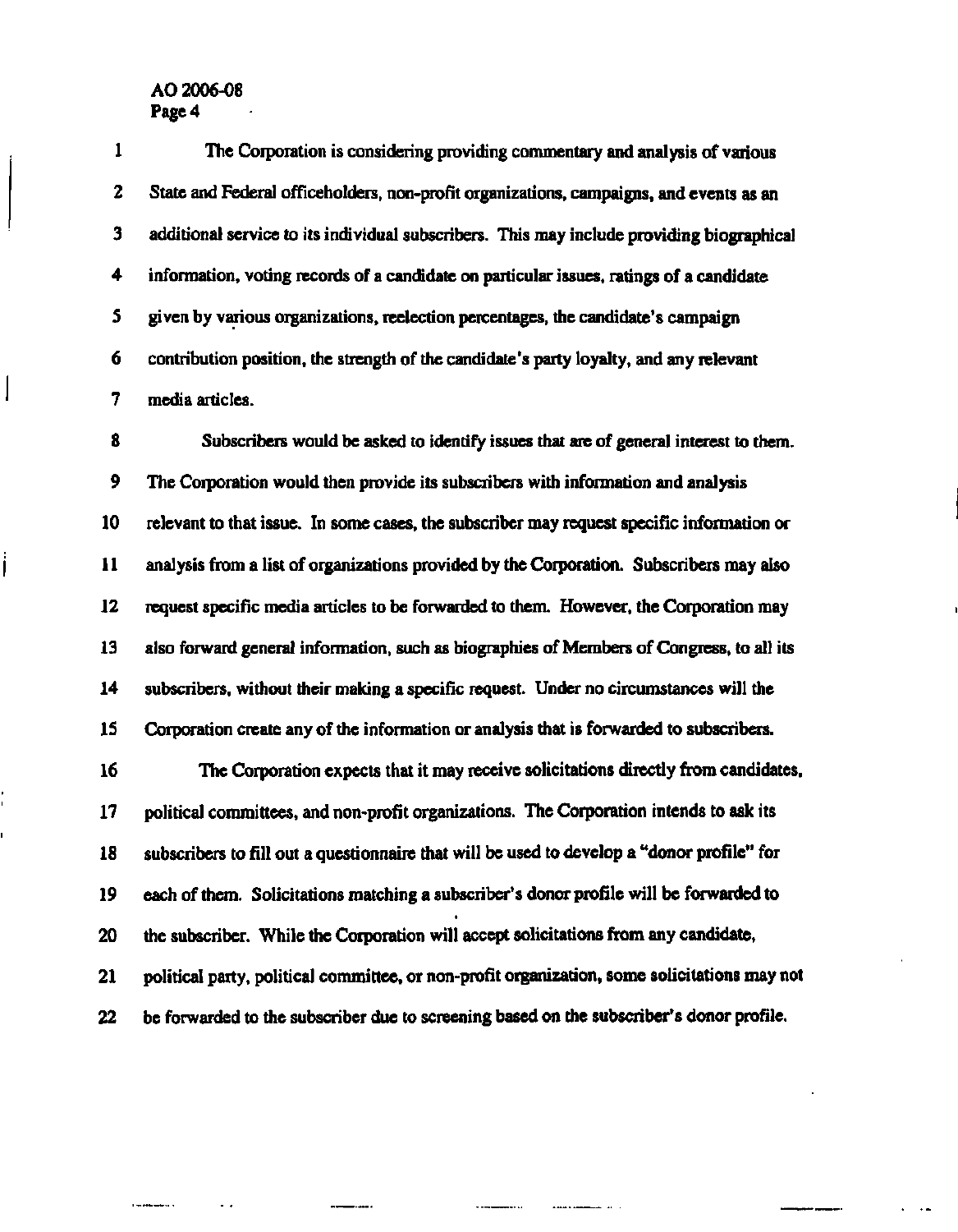The Corporation is considering providing commentary and analysis of various State and Federal officeholders, non-profit organizations, campaigns, and events as an additional service to its individual subscribers. This may include providing biographical information, voting records of a candidate on particular issues, ratings of a candidate given by various organizations, reelection percentages, the candidate's campaign contribution position, the strength of the candidate's party loyalty, and any relevant media articles.

Subscribers would be asked to identify issues that are of general interest to them. The Corporation would then provide its subscribers with information and analysis relevant to that issue. In some cases, the subscriber may request specific information or analysis from a list of organizations provided by the Corporation. Subscribers may also request specific media articles to be forwarded to them. However, the Corporation may also forward general information, such as biographies of Members of Congress, to all its subscribers, without their making a specific request. Under no circumstances will the Corporation create any of the information or analysis that is forwarded to subscribers.

The Corporation expects that it may receive solicitations directly from candidates, political committees, and non-profit organizations. The Corporation intends to ask its subscribers to fill out a questionnaire that will be used to develop a "donor profile" for each of them. Solicitations matching a subscriber's donor profile will be forwarded to the subscriber. While the Corporation will accept solicitations from any candidate, political party, political committee, or non-profit organization, some solicitations may not be forwarded to the subscriber due to screening based on the subscriber's donor profile.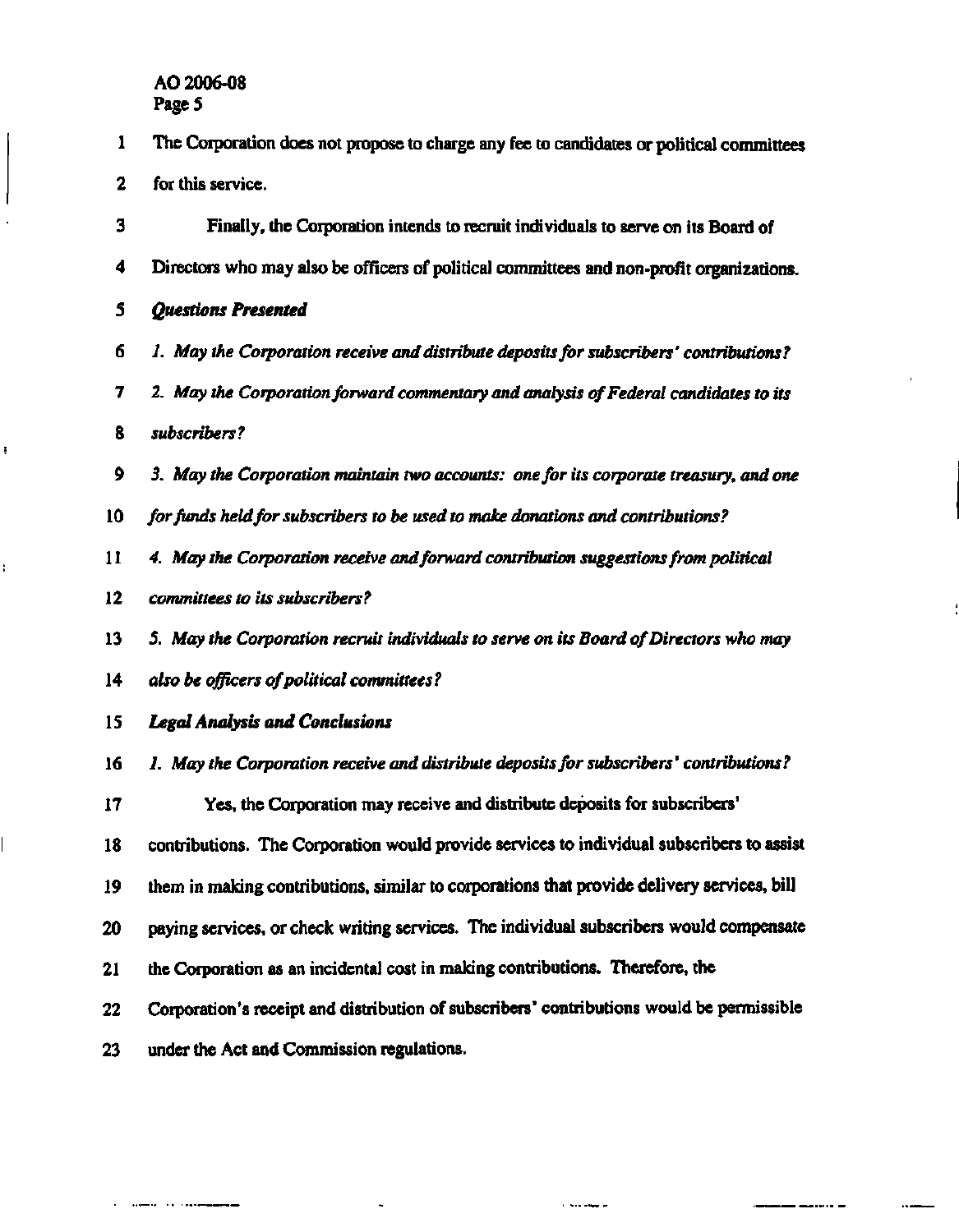The Corporation does not propose to charge any fee to candidates or political committees for this service.

Finally, the Corporation intends to recruit individuals to serve on its Board of Directors who may also be officers of political committees and non-profit organizations.

***Questions Presented***

*1. May the Corporation receive and distribute deposits for subscribers' contributions?*

*2. May the Corporation forward commentary and analysis of Federal candidates to its subscribers?*

*3. May the Corporation maintain two accounts: one for its corporate treasury, and one for funds held for subscribers to be used to make donations and contributions?*

*4. May the Corporation receive and forward contribution suggestions from political committees to its subscribers?*

*5. May the Corporation recruit individuals to serve on its Board of Directors who may also be officers of political committees?*

***Legal Analysis and Conclusions***

*1. May the Corporation receive and distribute deposits for subscribers' contributions?*

Yes, the Corporation may receive and distribute deposits for subscribers' contributions. The Corporation would provide services to individual subscribers to assist them in making contributions, similar to corporations that provide delivery services, bill paying services, or check writing services. The individual subscribers would compensate the Corporation as an incidental cost in making contributions. Therefore, the Corporation's receipt and distribution of subscribers' contributions would be permissible under the Act and Commission regulations.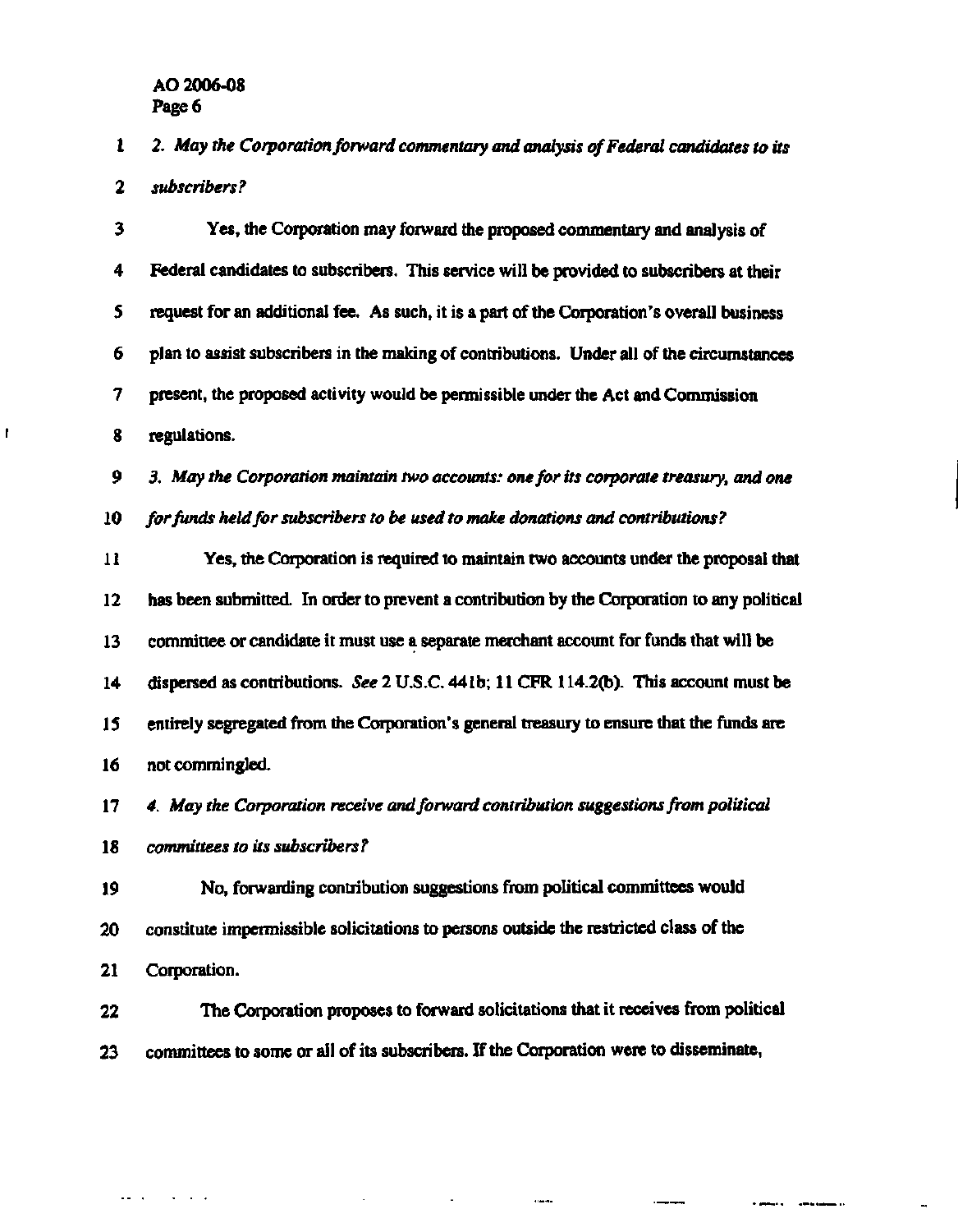*2. May the Corporation forward commentary and analysis of Federal candidates to its subscribers?*

Yes, the Corporation may forward the proposed commentary and analysis of Federal candidates to subscribers. This service will be provided to subscribers at their request for an additional fee. As such, it is a part of the Corporation's overall business plan to assist subscribers in the making of contributions. Under all of the circumstances present, the proposed activity would be permissible under the Act and Commission regulations.

*3. May the Corporation maintain two accounts: one for its corporate treasury, and one for funds held for subscribers to be used to make donations and contributions?*

Yes, the Corporation is required to maintain two accounts under the proposal that has been submitted. In order to prevent a contribution by the Corporation to any political committee or candidate it must use a separate merchant account for funds that will be dispersed as contributions. *See* 2 U.S.C. 441b; 11 CFR 114.2(b). This account must be entirely segregated from the Corporation's general treasury to ensure that the funds are not commingled.

*4. May the Corporation receive and forward contribution suggestions from political committees to its subscribers?*

No, forwarding contribution suggestions from political committees would constitute impermissible solicitations to persons outside the restricted class of the Corporation.

The Corporation proposes to forward solicitations that it receives from political committees to some or all of its subscribers. If the Corporation were to disseminate,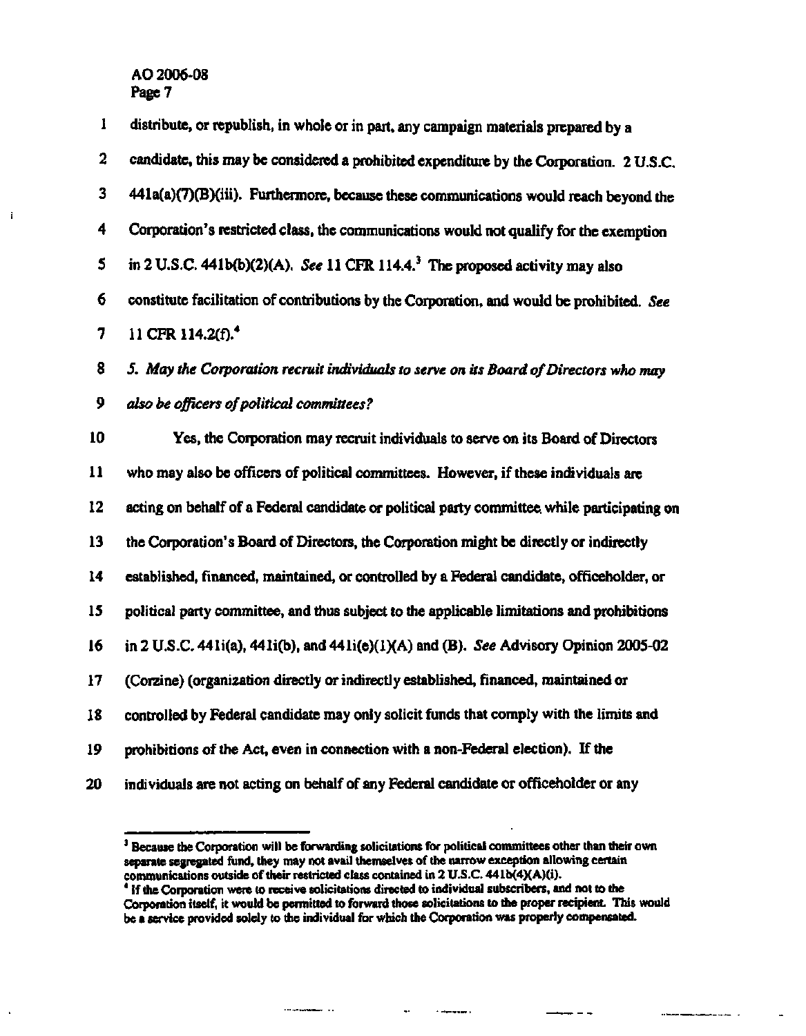distribute, or republish, in whole or in part, any campaign materials prepared by a candidate, this may be considered a prohibited expenditure by the Corporation. 2 U.S.C. 441a(a)(7)(B)(iii). Furthermore, because these communications would reach beyond the Corporation's restricted class, the communications would not qualify for the exemption in 2 U.S.C. 441b(b)(2)(A). *See* 11 CFR 114.4.[3] The proposed activity may also constitute facilitation of contributions by the Corporation, and would be prohibited. *See* 11 CFR 114.2(f).[4]

*5. May the Corporation recruit individuals to serve on its Board of Directors who may also be officers of political committees?*

Yes, the Corporation may recruit individuals to serve on its Board of Directors who may also be officers of political committees. However, if these individuals are acting on behalf of a Federal candidate or political party committee while participating on the Corporation's Board of Directors, the Corporation might be directly or indirectly established, financed, maintained, or controlled by a Federal candidate, officeholder, or political party committee, and thus subject to the applicable limitations and prohibitions in 2 U.S.C. 441i(a), 441i(b), and 441i(e)(1)(A) and (B). *See* Advisory Opinion 2005-02 (Corzine) (organization directly or indirectly established, financed, maintained or controlled by Federal candidate may only solicit funds that comply with the limits and prohibitions of the Act, even in connection with a non-Federal election). If the individuals are not acting on behalf of any Federal candidate or officeholder or any

---

[3] Because the Corporation will be forwarding solicitations for political committees other than their own separate segregated fund, they may not avail themselves of the narrow exception allowing certain communications outside of their restricted class contained in 2 U.S.C. 441b(4)(A)(i).

[4] If the Corporation were to receive solicitations directed to individual subscribers, and not to the Corporation itself, it would be permitted to forward those solicitations to the proper recipient. This would be a service provided solely to the individual for which the Corporation was properly compensated.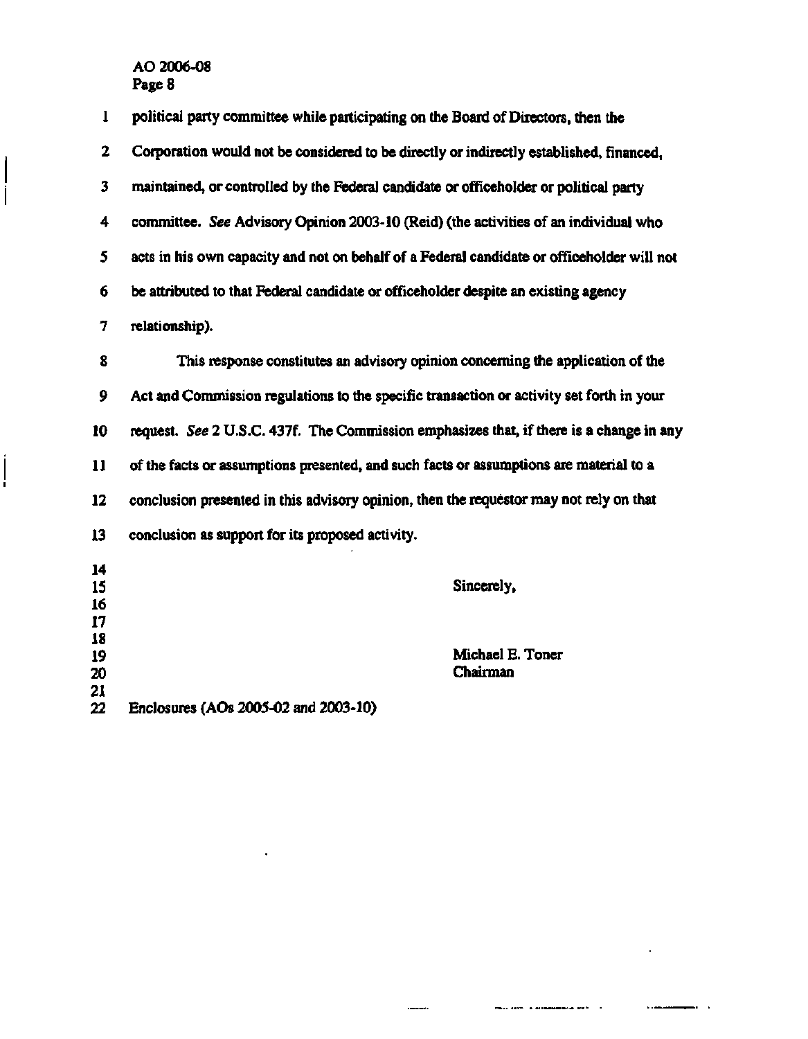political party committee while participating on the Board of Directors, then the Corporation would not be considered to be directly or indirectly established, financed, maintained, or controlled by the Federal candidate or officeholder or political party committee. *See* Advisory Opinion 2003-10 (Reid) (the activities of an individual who acts in his own capacity and not on behalf of a Federal candidate or officeholder will not be attributed to that Federal candidate or officeholder despite an existing agency relationship).

This response constitutes an advisory opinion concerning the application of the Act and Commission regulations to the specific transaction or activity set forth in your request. *See* 2 U.S.C. 437f. The Commission emphasizes that, if there is a change in any of the facts or assumptions presented, and such facts or assumptions are material to a conclusion presented in this advisory opinion, then the requestor may not rely on that conclusion as support for its proposed activity.

Sincerely,

Michael E. Toner
Chairman

Enclosures (AOs 2005-02 and 2003-10)